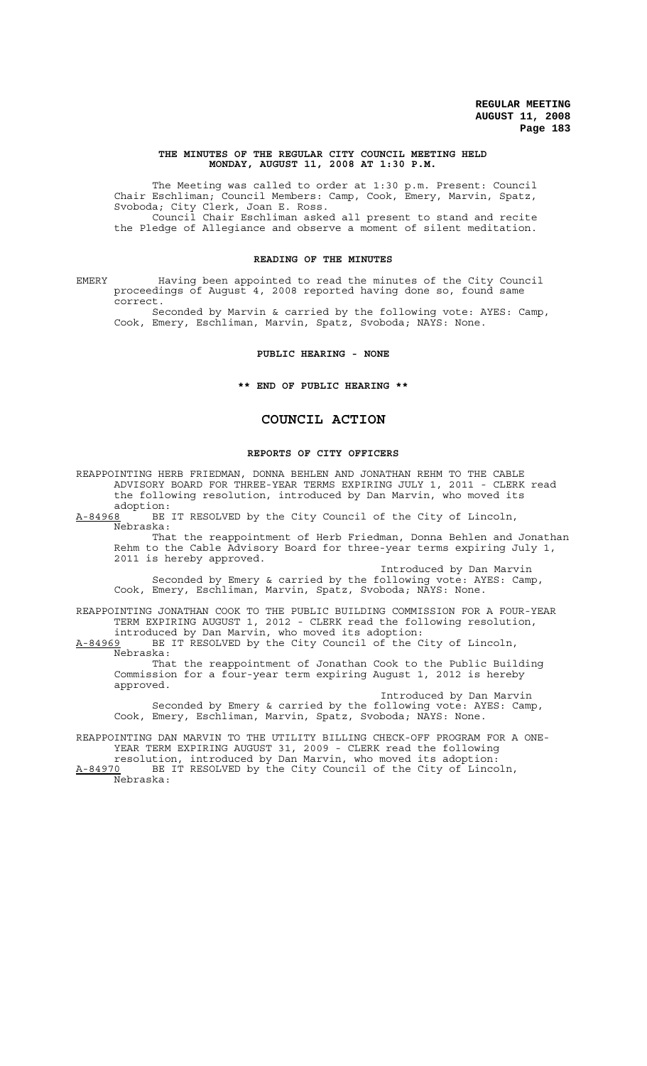**THE MINUTES OF THE REGULAR CITY COUNCIL MEETING HELD MONDAY, AUGUST 11, 2008 AT 1:30 P.M.**

The Meeting was called to order at 1:30 p.m. Present: Council Chair Eschliman; Council Members: Camp, Cook, Emery, Marvin, Spatz, Svoboda; City Clerk, Joan E. Ross.

Council Chair Eschliman asked all present to stand and recite the Pledge of Allegiance and observe a moment of silent meditation.

**READING OF THE MINUTES**

EMERY Having been appointed to read the minutes of the City Council proceedings of August 4, 2008 reported having done so, found same correct.

Seconded by Marvin & carried by the following vote: AYES: Camp, Cook, Emery, Eschliman, Marvin, Spatz, Svoboda; NAYS: None.

**PUBLIC HEARING - NONE**

**\*\* END OF PUBLIC HEARING \*\***

# COUNCIL ACTION

**REPORTS OF CITY OFFICERS**

REAPPOINTING HERB FRIEDMAN, DONNA BEHLEN AND JONATHAN REHM TO THE CABLE ADVISORY BOARD FOR THREE-YEAR TERMS EXPIRING JULY 1, 2011 - CLERK read the following resolution, introduced by Dan Marvin, who moved its adoption:

A-84968 BE IT RESOLVED by the City Council of the City of Lincoln, Nebraska:

That the reappointment of Herb Friedman, Donna Behlen and Jonathan Rehm to the Cable Advisory Board for three-year terms expiring July 1, 2011 is hereby approved.

Introduced by Dan Marvin

Seconded by Emery & carried by the following vote: AYES: Camp, Cook, Emery, Eschliman, Marvin, Spatz, Svoboda; NAYS: None.

REAPPOINTING JONATHAN COOK TO THE PUBLIC BUILDING COMMISSION FOR A FOUR-YEAR TERM EXPIRING AUGUST 1, 2012 - CLERK read the following resolution, introduced by Dan Marvin, who moved its adoption:

A-84969 BE IT RESOLVED by the City Council of the City of Lincoln, Nebraska:

That the reappointment of Jonathan Cook to the Public Building Commission for a four-year term expiring August 1, 2012 is hereby approved.

Introduced by Dan Marvin

Seconded by Emery & carried by the following vote: AYES: Camp, Cook, Emery, Eschliman, Marvin, Spatz, Svoboda; NAYS: None.

REAPPOINTING DAN MARVIN TO THE UTILITY BILLING CHECK-OFF PROGRAM FOR A ONE-YEAR TERM EXPIRING AUGUST 31, 2009 - CLERK read the following resolution, introduced by Dan Marvin, who moved its adoption:

A-84970 BE IT RESOLVED by the City Council of the City of Lincoln, Nebraska: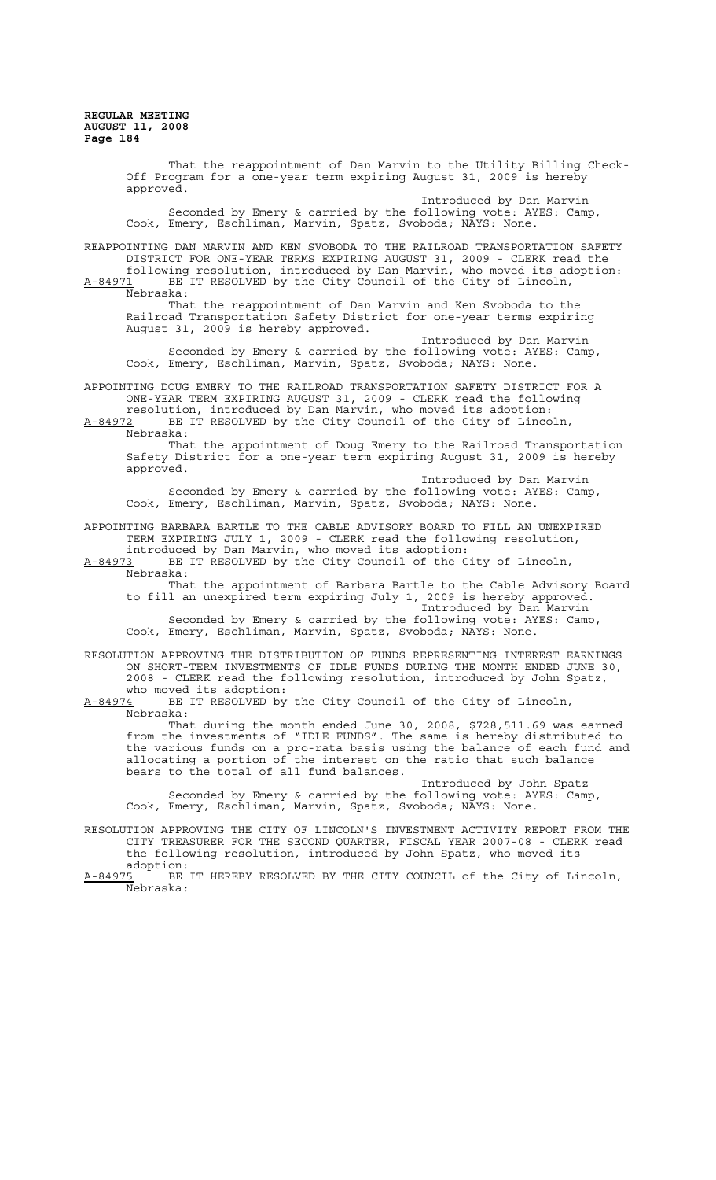That the reappointment of Dan Marvin to the Utility Billing Check-Off Program for a one-year term expiring August 31, 2009 is hereby approved.

Introduced by Dan Marvin

Seconded by Emery & carried by the following vote: AYES: Camp, Cook, Emery, Eschliman, Marvin, Spatz, Svoboda; NAYS: None.

REAPPOINTING DAN MARVIN AND KEN SVOBODA TO THE RAILROAD TRANSPORTATION SAFETY DISTRICT FOR ONE-YEAR TERMS EXPIRING AUGUST 31, 2009 - CLERK read the following resolution, introduced by Dan Marvin, who moved its adoption:

A-84971 BE IT RESOLVED by the City Council of the City of Lincoln, Nebraska:

That the reappointment of Dan Marvin and Ken Svoboda to the Railroad Transportation Safety District for one-year terms expiring August 31, 2009 is hereby approved.

Introduced by Dan Marvin

Seconded by Emery & carried by the following vote: AYES: Camp, Cook, Emery, Eschliman, Marvin, Spatz, Svoboda; NAYS: None.

APPOINTING DOUG EMERY TO THE RAILROAD TRANSPORTATION SAFETY DISTRICT FOR A ONE-YEAR TERM EXPIRING AUGUST 31, 2009 - CLERK read the following resolution, introduced by Dan Marvin, who moved its adoption:

A-84972 BE IT RESOLVED by the City Council of the City of Lincoln, Nebraska:

That the appointment of Doug Emery to the Railroad Transportation Safety District for a one-year term expiring August 31, 2009 is hereby approved.

Introduced by Dan Marvin

Seconded by Emery & carried by the following vote: AYES: Camp, Cook, Emery, Eschliman, Marvin, Spatz, Svoboda; NAYS: None.

APPOINTING BARBARA BARTLE TO THE CABLE ADVISORY BOARD TO FILL AN UNEXPIRED TERM EXPIRING JULY 1, 2009 - CLERK read the following resolution, introduced by Dan Marvin, who moved its adoption:

A-84973 BE IT RESOLVED by the City Council of the City of Lincoln, Nebraska:

That the appointment of Barbara Bartle to the Cable Advisory Board to fill an unexpired term expiring July 1, 2009 is hereby approved.

Introduced by Dan Marvin

Seconded by Emery & carried by the following vote: AYES: Camp, Cook, Emery, Eschliman, Marvin, Spatz, Svoboda; NAYS: None.

RESOLUTION APPROVING THE DISTRIBUTION OF FUNDS REPRESENTING INTEREST EARNINGS ON SHORT-TERM INVESTMENTS OF IDLE FUNDS DURING THE MONTH ENDED JUNE 30, 2008 - CLERK read the following resolution, introduced by John Spatz, who moved its adoption:

A-84974 BE IT RESOLVED by the City Council of the City of Lincoln, Nebraska:

That during the month ended June 30, 2008, $728,511.69 was earned from the investments of "IDLE FUNDS". The same is hereby distributed to the various funds on a pro-rata basis using the balance of each fund and allocating a portion of the interest on the ratio that such balance bears to the total of all fund balances.

Introduced by John Spatz

Seconded by Emery & carried by the following vote: AYES: Camp, Cook, Emery, Eschliman, Marvin, Spatz, Svoboda; NAYS: None.

RESOLUTION APPROVING THE CITY OF LINCOLN'S INVESTMENT ACTIVITY REPORT FROM THE CITY TREASURER FOR THE SECOND QUARTER, FISCAL YEAR 2007-08 - CLERK read the following resolution, introduced by John Spatz, who moved its adoption:

A-84975 BE IT HEREBY RESOLVED BY THE CITY COUNCIL of the City of Lincoln, Nebraska: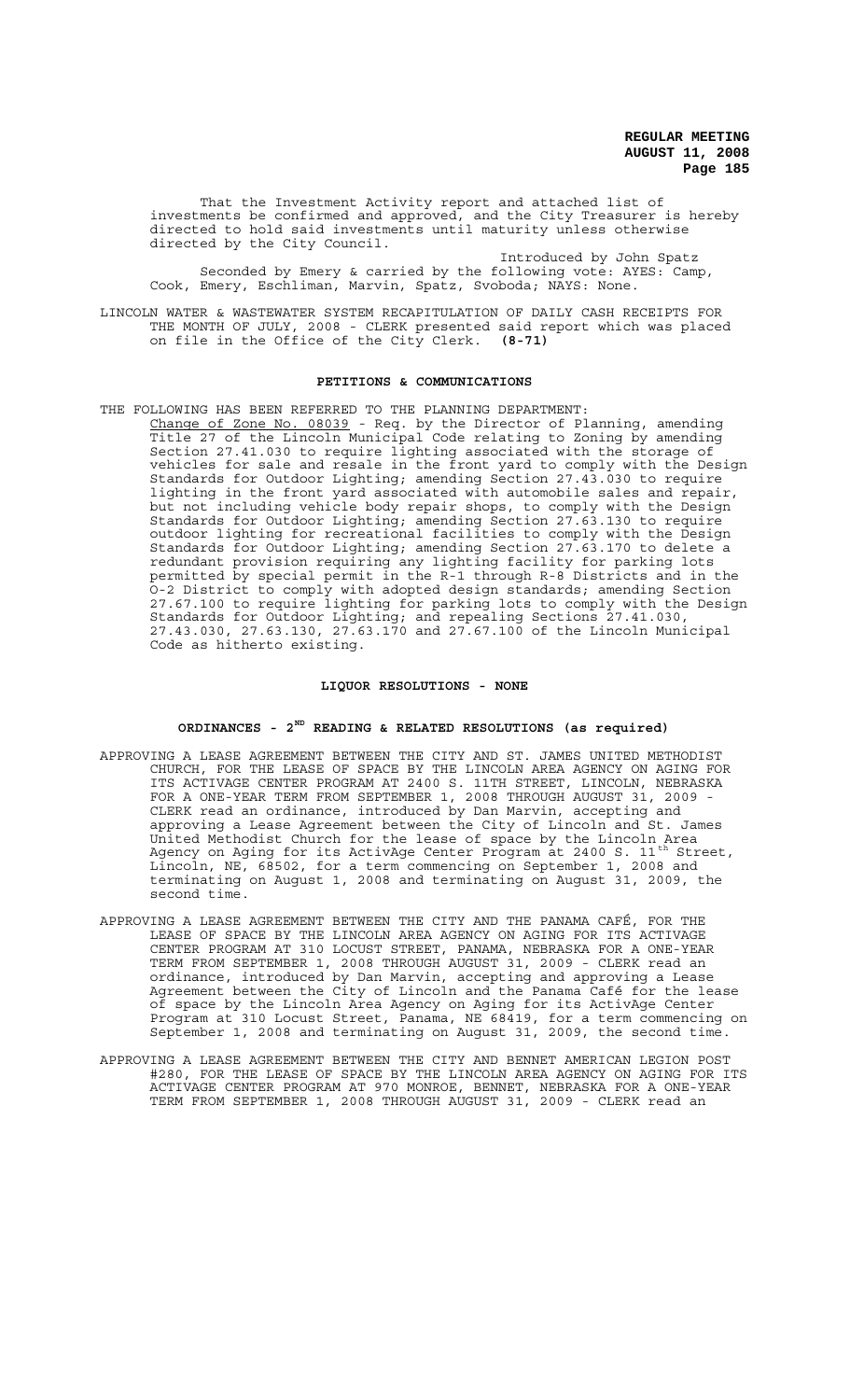That the Investment Activity report and attached list of investments be confirmed and approved, and the City Treasurer is hereby directed to hold said investments until maturity unless otherwise directed by the City Council.

Introduced by John Spatz

Seconded by Emery & carried by the following vote: AYES: Camp, Cook, Emery, Eschliman, Marvin, Spatz, Svoboda; NAYS: None.

LINCOLN WATER & WASTEWATER SYSTEM RECAPITULATION OF DAILY CASH RECEIPTS FOR THE MONTH OF JULY, 2008 - CLERK presented said report which was placed on file in the Office of the City Clerk. **(8-71)**

## PETITIONS & COMMUNICATIONS

THE FOLLOWING HAS BEEN REFERRED TO THE PLANNING DEPARTMENT:

Change of Zone No. 08039 - Req. by the Director of Planning, amending Title 27 of the Lincoln Municipal Code relating to Zoning by amending Section 27.41.030 to require lighting associated with the storage of vehicles for sale and resale in the front yard to comply with the Design Standards for Outdoor Lighting; amending Section 27.43.030 to require lighting in the front yard associated with automobile sales and repair, but not including vehicle body repair shops, to comply with the Design Standards for Outdoor Lighting; amending Section 27.63.130 to require outdoor lighting for recreational facilities to comply with the Design Standards for Outdoor Lighting; amending Section 27.63.170 to delete a redundant provision requiring any lighting facility for parking lots permitted by special permit in the R-1 through R-8 Districts and in the O-2 District to comply with adopted design standards; amending Section 27.67.100 to require lighting for parking lots to comply with the Design Standards for Outdoor Lighting; and repealing Sections 27.41.030, 27.43.030, 27.63.130, 27.63.170 and 27.67.100 of the Lincoln Municipal Code as hitherto existing.

## LIQUOR RESOLUTIONS - NONE

## ORDINANCES - 2ND READING & RELATED RESOLUTIONS (as required)

APPROVING A LEASE AGREEMENT BETWEEN THE CITY AND ST. JAMES UNITED METHODIST CHURCH, FOR THE LEASE OF SPACE BY THE LINCOLN AREA AGENCY ON AGING FOR ITS ACTIVAGE CENTER PROGRAM AT 2400 S. 11TH STREET, LINCOLN, NEBRASKA FOR A ONE-YEAR TERM FROM SEPTEMBER 1, 2008 THROUGH AUGUST 31, 2009 - CLERK read an ordinance, introduced by Dan Marvin, accepting and approving a Lease Agreement between the City of Lincoln and St. James United Methodist Church for the lease of space by the Lincoln Area Agency on Aging for its ActivAge Center Program at 2400 S. 11th Street, Lincoln, NE, 68502, for a term commencing on September 1, 2008 and terminating on August 1, 2008 and terminating on August 31, 2009, the second time.

APPROVING A LEASE AGREEMENT BETWEEN THE CITY AND THE PANAMA CAFÉ, FOR THE LEASE OF SPACE BY THE LINCOLN AREA AGENCY ON AGING FOR ITS ACTIVAGE CENTER PROGRAM AT 310 LOCUST STREET, PANAMA, NEBRASKA FOR A ONE-YEAR TERM FROM SEPTEMBER 1, 2008 THROUGH AUGUST 31, 2009 - CLERK read an ordinance, introduced by Dan Marvin, accepting and approving a Lease Agreement between the City of Lincoln and the Panama Café for the lease of space by the Lincoln Area Agency on Aging for its ActivAge Center Program at 310 Locust Street, Panama, NE 68419, for a term commencing on September 1, 2008 and terminating on August 31, 2009, the second time.

APPROVING A LEASE AGREEMENT BETWEEN THE CITY AND BENNET AMERICAN LEGION POST #280, FOR THE LEASE OF SPACE BY THE LINCOLN AREA AGENCY ON AGING FOR ITS ACTIVAGE CENTER PROGRAM AT 970 MONROE, BENNET, NEBRASKA FOR A ONE-YEAR TERM FROM SEPTEMBER 1, 2008 THROUGH AUGUST 31, 2009 - CLERK read an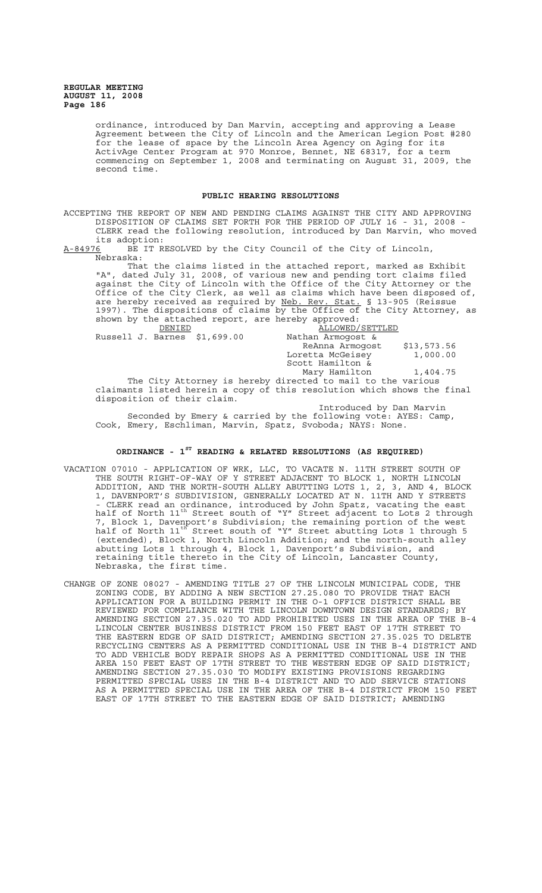ordinance, introduced by Dan Marvin, accepting and approving a Lease Agreement between the City of Lincoln and the American Legion Post #280 for the lease of space by the Lincoln Area Agency on Aging for its ActivAge Center Program at 970 Monroe, Bennet, NE 68317, for a term commencing on September 1, 2008 and terminating on August 31, 2009, the second time.

## PUBLIC HEARING RESOLUTIONS

ACCEPTING THE REPORT OF NEW AND PENDING CLAIMS AGAINST THE CITY AND APPROVING DISPOSITION OF CLAIMS SET FORTH FOR THE PERIOD OF JULY 16 - 31, 2008 - CLERK read the following resolution, introduced by Dan Marvin, who moved its adoption:

A-84976 BE IT RESOLVED by the City Council of the City of Lincoln, Nebraska:

That the claims listed in the attached report, marked as Exhibit "A", dated July 31, 2008, of various new and pending tort claims filed against the City of Lincoln with the Office of the City Attorney or the Office of the City Clerk, as well as claims which have been disposed of, are hereby received as required by Neb. Rev. Stat. § 13-905 (Reissue 1997). The dispositions of claims by the Office of the City Attorney, as shown by the attached report, are hereby approved:

| DENIED | | ALLOWED/SETTLED | |
|---|---|---|---|
| Russell J. Barnes | $1,699.00 | Nathan Armogost & ReAnna Armogost | $13,573.56 |
| | | Loretta McGeisey | 1,000.00 |
| | | Scott Hamilton & Mary Hamilton | 1,404.75 |

The City Attorney is hereby directed to mail to the various claimants listed herein a copy of this resolution which shows the final disposition of their claim.

Introduced by Dan Marvin

Seconded by Emery & carried by the following vote: AYES: Camp, Cook, Emery, Eschliman, Marvin, Spatz, Svoboda; NAYS: None.

## ORDINANCE - 1ST READING & RELATED RESOLUTIONS (AS REQUIRED)

VACATION 07010 - APPLICATION OF WRK, LLC, TO VACATE N. 11TH STREET SOUTH OF THE SOUTH RIGHT-OF-WAY OF Y STREET ADJACENT TO BLOCK 1, NORTH LINCOLN ADDITION, AND THE NORTH-SOUTH ALLEY ABUTTING LOTS 1, 2, 3, AND 4, BLOCK 1, DAVENPORT'S SUBDIVISION, GENERALLY LOCATED AT N. 11TH AND Y STREETS - CLERK read an ordinance, introduced by John Spatz, vacating the east half of North 11th Street south of "Y" Street adjacent to Lots 2 through 7, Block 1, Davenport's Subdivision; the remaining portion of the west half of North 11th Street south of "Y" Street abutting Lots 1 through 5 (extended), Block 1, North Lincoln Addition; and the north-south alley abutting Lots 1 through 4, Block 1, Davenport's Subdivision, and retaining title thereto in the City of Lincoln, Lancaster County, Nebraska, the first time.

CHANGE OF ZONE 08027 - AMENDING TITLE 27 OF THE LINCOLN MUNICIPAL CODE, THE ZONING CODE, BY ADDING A NEW SECTION 27.25.080 TO PROVIDE THAT EACH APPLICATION FOR A BUILDING PERMIT IN THE O-1 OFFICE DISTRICT SHALL BE REVIEWED FOR COMPLIANCE WITH THE LINCOLN DOWNTOWN DESIGN STANDARDS; BY AMENDING SECTION 27.35.020 TO ADD PROHIBITED USES IN THE AREA OF THE B-4 LINCOLN CENTER BUSINESS DISTRICT FROM 150 FEET EAST OF 17TH STREET TO THE EASTERN EDGE OF SAID DISTRICT; AMENDING SECTION 27.35.025 TO DELETE RECYCLING CENTERS AS A PERMITTED CONDITIONAL USE IN THE B-4 DISTRICT AND TO ADD VEHICLE BODY REPAIR SHOPS AS A PERMITTED CONDITIONAL USE IN THE AREA 150 FEET EAST OF 17TH STREET TO THE WESTERN EDGE OF SAID DISTRICT; AMENDING SECTION 27.35.030 TO MODIFY EXISTING PROVISIONS REGARDING PERMITTED SPECIAL USES IN THE B-4 DISTRICT AND TO ADD SERVICE STATIONS AS A PERMITTED SPECIAL USE IN THE AREA OF THE B-4 DISTRICT FROM 150 FEET EAST OF 17TH STREET TO THE EASTERN EDGE OF SAID DISTRICT; AMENDING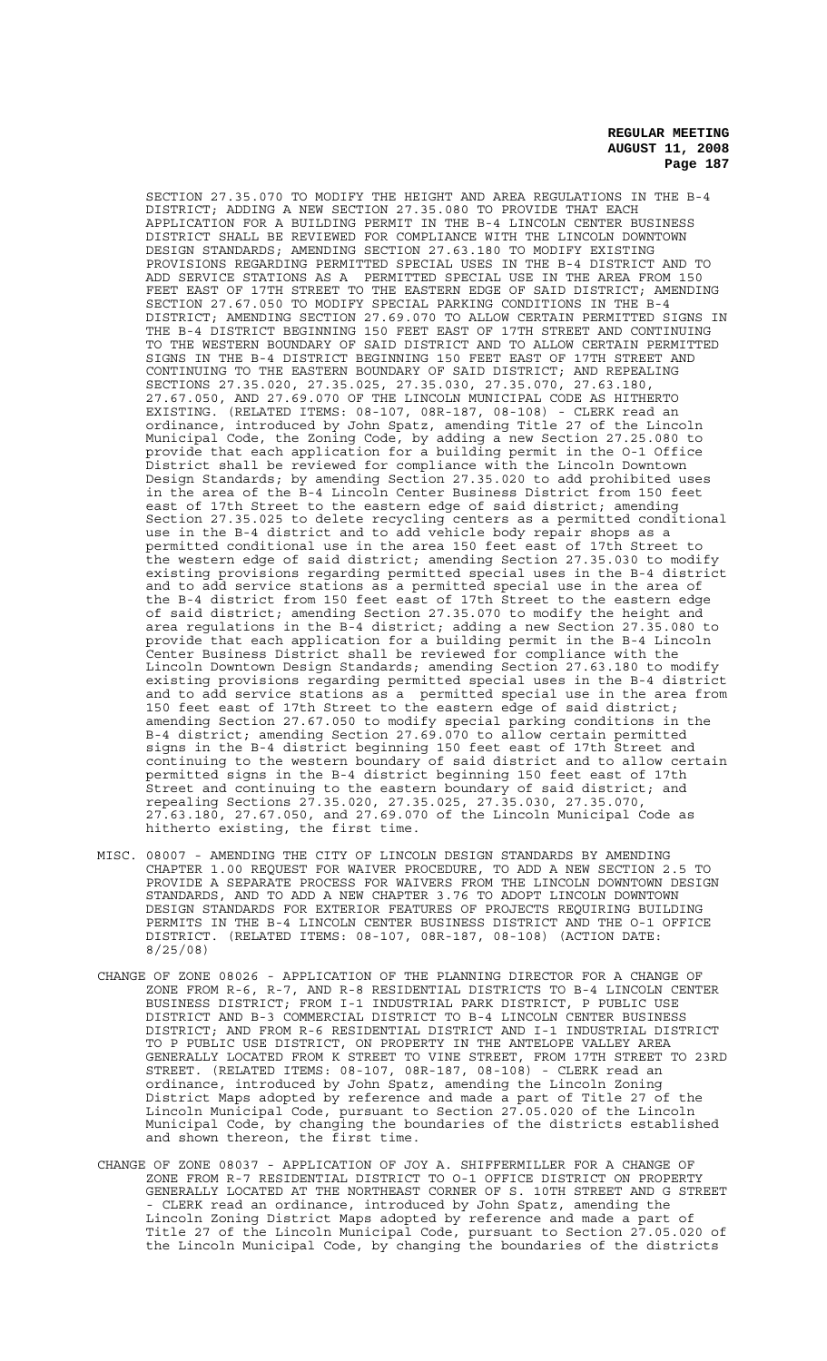SECTION 27.35.070 TO MODIFY THE HEIGHT AND AREA REGULATIONS IN THE B-4 DISTRICT; ADDING A NEW SECTION 27.35.080 TO PROVIDE THAT EACH APPLICATION FOR A BUILDING PERMIT IN THE B-4 LINCOLN CENTER BUSINESS DISTRICT SHALL BE REVIEWED FOR COMPLIANCE WITH THE LINCOLN DOWNTOWN DESIGN STANDARDS; AMENDING SECTION 27.63.180 TO MODIFY EXISTING PROVISIONS REGARDING PERMITTED SPECIAL USES IN THE B-4 DISTRICT AND TO ADD SERVICE STATIONS AS A PERMITTED SPECIAL USE IN THE AREA FROM 150 FEET EAST OF 17TH STREET TO THE EASTERN EDGE OF SAID DISTRICT; AMENDING SECTION 27.67.050 TO MODIFY SPECIAL PARKING CONDITIONS IN THE B-4 DISTRICT; AMENDING SECTION 27.69.070 TO ALLOW CERTAIN PERMITTED SIGNS IN THE B-4 DISTRICT BEGINNING 150 FEET EAST OF 17TH STREET AND CONTINUING TO THE WESTERN BOUNDARY OF SAID DISTRICT AND TO ALLOW CERTAIN PERMITTED SIGNS IN THE B-4 DISTRICT BEGINNING 150 FEET EAST OF 17TH STREET AND CONTINUING TO THE EASTERN BOUNDARY OF SAID DISTRICT; AND REPEALING SECTIONS 27.35.020, 27.35.025, 27.35.030, 27.35.070, 27.63.180, 27.67.050, AND 27.69.070 OF THE LINCOLN MUNICIPAL CODE AS HITHERTO EXISTING. (RELATED ITEMS: 08-107, 08R-187, 08-108) - CLERK read an ordinance, introduced by John Spatz, amending Title 27 of the Lincoln Municipal Code, the Zoning Code, by adding a new Section 27.25.080 to provide that each application for a building permit in the O-1 Office District shall be reviewed for compliance with the Lincoln Downtown Design Standards; by amending Section 27.35.020 to add prohibited uses in the area of the B-4 Lincoln Center Business District from 150 feet east of 17th Street to the eastern edge of said district; amending Section 27.35.025 to delete recycling centers as a permitted conditional use in the B-4 district and to add vehicle body repair shops as a permitted conditional use in the area 150 feet east of 17th Street to the western edge of said district; amending Section 27.35.030 to modify existing provisions regarding permitted special uses in the B-4 district and to add service stations as a permitted special use in the area of the B-4 district from 150 feet east of 17th Street to the eastern edge of said district; amending Section 27.35.070 to modify the height and area regulations in the B-4 district; adding a new Section 27.35.080 to provide that each application for a building permit in the B-4 Lincoln Center Business District shall be reviewed for compliance with the Lincoln Downtown Design Standards; amending Section 27.63.180 to modify existing provisions regarding permitted special uses in the B-4 district and to add service stations as a permitted special use in the area from 150 feet east of 17th Street to the eastern edge of said district; amending Section 27.67.050 to modify special parking conditions in the B-4 district; amending Section 27.69.070 to allow certain permitted signs in the B-4 district beginning 150 feet east of 17th Street and continuing to the western boundary of said district and to allow certain permitted signs in the B-4 district beginning 150 feet east of 17th Street and continuing to the eastern boundary of said district; and repealing Sections 27.35.020, 27.35.025, 27.35.030, 27.35.070, 27.63.180, 27.67.050, and 27.69.070 of the Lincoln Municipal Code as hitherto existing, the first time.

MISC. 08007 - AMENDING THE CITY OF LINCOLN DESIGN STANDARDS BY AMENDING CHAPTER 1.00 REQUEST FOR WAIVER PROCEDURE, TO ADD A NEW SECTION 2.5 TO PROVIDE A SEPARATE PROCESS FOR WAIVERS FROM THE LINCOLN DOWNTOWN DESIGN STANDARDS, AND TO ADD A NEW CHAPTER 3.76 TO ADOPT LINCOLN DOWNTOWN DESIGN STANDARDS FOR EXTERIOR FEATURES OF PROJECTS REQUIRING BUILDING PERMITS IN THE B-4 LINCOLN CENTER BUSINESS DISTRICT AND THE O-1 OFFICE DISTRICT. (RELATED ITEMS: 08-107, 08R-187, 08-108) (ACTION DATE: 8/25/08)

CHANGE OF ZONE 08026 - APPLICATION OF THE PLANNING DIRECTOR FOR A CHANGE OF ZONE FROM R-6, R-7, AND R-8 RESIDENTIAL DISTRICTS TO B-4 LINCOLN CENTER BUSINESS DISTRICT; FROM I-1 INDUSTRIAL PARK DISTRICT, P PUBLIC USE DISTRICT AND B-3 COMMERCIAL DISTRICT TO B-4 LINCOLN CENTER BUSINESS DISTRICT; AND FROM R-6 RESIDENTIAL DISTRICT AND I-1 INDUSTRIAL DISTRICT TO P PUBLIC USE DISTRICT, ON PROPERTY IN THE ANTELOPE VALLEY AREA GENERALLY LOCATED FROM K STREET TO VINE STREET, FROM 17TH STREET TO 23RD STREET. (RELATED ITEMS: 08-107, 08R-187, 08-108) - CLERK read an ordinance, introduced by John Spatz, amending the Lincoln Zoning District Maps adopted by reference and made a part of Title 27 of the Lincoln Municipal Code, pursuant to Section 27.05.020 of the Lincoln Municipal Code, by changing the boundaries of the districts established and shown thereon, the first time.

CHANGE OF ZONE 08037 - APPLICATION OF JOY A. SHIFFERMILLER FOR A CHANGE OF ZONE FROM R-7 RESIDENTIAL DISTRICT TO O-1 OFFICE DISTRICT ON PROPERTY GENERALLY LOCATED AT THE NORTHEAST CORNER OF S. 10TH STREET AND G STREET - CLERK read an ordinance, introduced by John Spatz, amending the Lincoln Zoning District Maps adopted by reference and made a part of Title 27 of the Lincoln Municipal Code, pursuant to Section 27.05.020 of the Lincoln Municipal Code, by changing the boundaries of the districts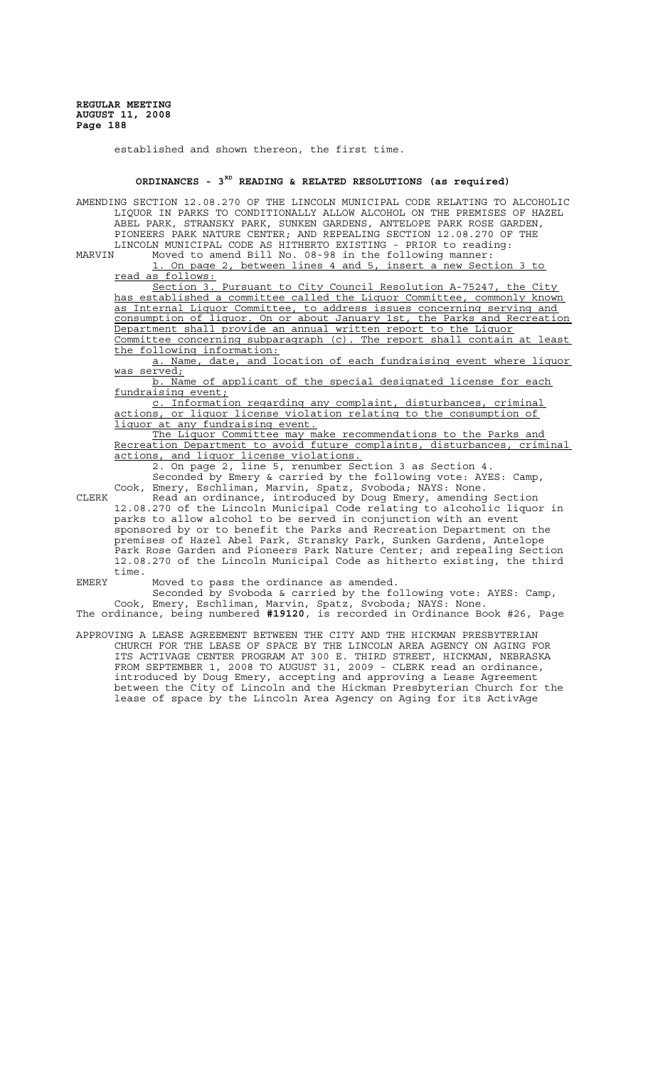established and shown thereon, the first time.

## ORDINANCES - 3RD READING & RELATED RESOLUTIONS (as required)

AMENDING SECTION 12.08.270 OF THE LINCOLN MUNICIPAL CODE RELATING TO ALCOHOLIC LIQUOR IN PARKS TO CONDITIONALLY ALLOW ALCOHOL ON THE PREMISES OF HAZEL ABEL PARK, STRANSKY PARK, SUNKEN GARDENS, ANTELOPE PARK ROSE GARDEN, PIONEERS PARK NATURE CENTER; AND REPEALING SECTION 12.08.270 OF THE LINCOLN MUNICIPAL CODE AS HITHERTO EXISTING - PRIOR to reading:

MARVIN Moved to amend Bill No. 08-98 in the following manner:

1. On page 2, between lines 4 and 5, insert a new Section 3 to read as follows:

Section 3. Pursuant to City Council Resolution A-75247, the City has established a committee called the Liquor Committee, commonly known as Internal Liquor Committee, to address issues concerning serving and consumption of liquor. On or about January 1st, the Parks and Recreation Department shall provide an annual written report to the Liquor Committee concerning subparagraph (c). The report shall contain at least the following information:

a. Name, date, and location of each fundraising event where liquor was served;

b. Name of applicant of the special designated license for each fundraising event;

c. Information regarding any complaint, disturbances, criminal actions, or liquor license violation relating to the consumption of liquor at any fundraising event.

The Liquor Committee may make recommendations to the Parks and Recreation Department to avoid future complaints, disturbances, criminal actions, and liquor license violations.

2. On page 2, line 5, renumber Section 3 as Section 4.

Seconded by Emery & carried by the following vote: AYES: Camp, Cook, Emery, Eschliman, Marvin, Spatz, Svoboda; NAYS: None.

CLERK Read an ordinance, introduced by Doug Emery, amending Section 12.08.270 of the Lincoln Municipal Code relating to alcoholic liquor in parks to allow alcohol to be served in conjunction with an event sponsored by or to benefit the Parks and Recreation Department on the premises of Hazel Abel Park, Stransky Park, Sunken Gardens, Antelope Park Rose Garden and Pioneers Park Nature Center; and repealing Section 12.08.270 of the Lincoln Municipal Code as hitherto existing, the third time.

EMERY Moved to pass the ordinance as amended.

Seconded by Svoboda & carried by the following vote: AYES: Camp, Cook, Emery, Eschliman, Marvin, Spatz, Svoboda; NAYS: None.

The ordinance, being numbered **#19120**, is recorded in Ordinance Book #26, Page

APPROVING A LEASE AGREEMENT BETWEEN THE CITY AND THE HICKMAN PRESBYTERIAN CHURCH FOR THE LEASE OF SPACE BY THE LINCOLN AREA AGENCY ON AGING FOR ITS ACTIVAGE CENTER PROGRAM AT 300 E. THIRD STREET, HICKMAN, NEBRASKA FROM SEPTEMBER 1, 2008 TO AUGUST 31, 2009 - CLERK read an ordinance, introduced by Doug Emery, accepting and approving a Lease Agreement between the City of Lincoln and the Hickman Presbyterian Church for the lease of space by the Lincoln Area Agency on Aging for its ActivAge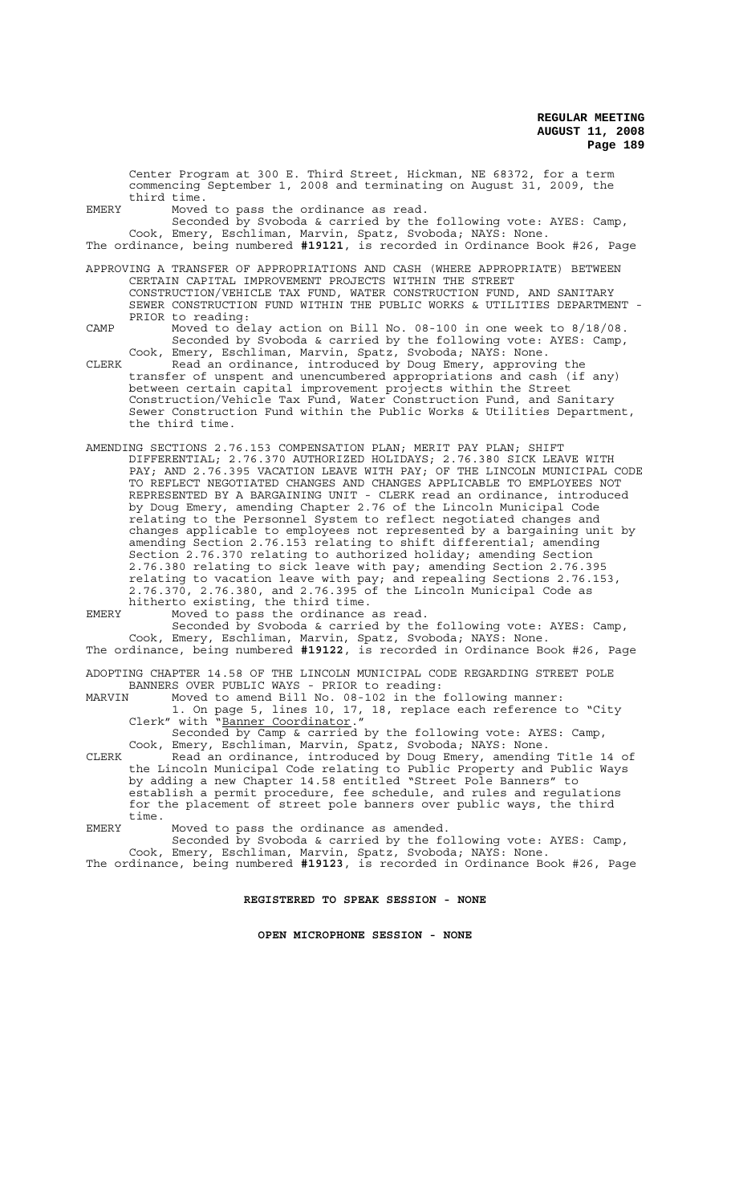Center Program at 300 E. Third Street, Hickman, NE 68372, for a term commencing September 1, 2008 and terminating on August 31, 2009, the third time.

EMERY Moved to pass the ordinance as read.

Seconded by Svoboda & carried by the following vote: AYES: Camp, Cook, Emery, Eschliman, Marvin, Spatz, Svoboda; NAYS: None.

The ordinance, being numbered **#19121**, is recorded in Ordinance Book #26, Page

APPROVING A TRANSFER OF APPROPRIATIONS AND CASH (WHERE APPROPRIATE) BETWEEN CERTAIN CAPITAL IMPROVEMENT PROJECTS WITHIN THE STREET CONSTRUCTION/VEHICLE TAX FUND, WATER CONSTRUCTION FUND, AND SANITARY SEWER CONSTRUCTION FUND WITHIN THE PUBLIC WORKS & UTILITIES DEPARTMENT - PRIOR to reading:

CAMP Moved to delay action on Bill No. 08-100 in one week to 8/18/08.

Seconded by Svoboda & carried by the following vote: AYES: Camp, Cook, Emery, Eschliman, Marvin, Spatz, Svoboda; NAYS: None.

CLERK Read an ordinance, introduced by Doug Emery, approving the transfer of unspent and unencumbered appropriations and cash (if any) between certain capital improvement projects within the Street Construction/Vehicle Tax Fund, Water Construction Fund, and Sanitary Sewer Construction Fund within the Public Works & Utilities Department, the third time.

AMENDING SECTIONS 2.76.153 COMPENSATION PLAN; MERIT PAY PLAN; SHIFT DIFFERENTIAL; 2.76.370 AUTHORIZED HOLIDAYS; 2.76.380 SICK LEAVE WITH PAY; AND 2.76.395 VACATION LEAVE WITH PAY; OF THE LINCOLN MUNICIPAL CODE TO REFLECT NEGOTIATED CHANGES AND CHANGES APPLICABLE TO EMPLOYEES NOT REPRESENTED BY A BARGAINING UNIT - CLERK read an ordinance, introduced by Doug Emery, amending Chapter 2.76 of the Lincoln Municipal Code relating to the Personnel System to reflect negotiated changes and changes applicable to employees not represented by a bargaining unit by amending Section 2.76.153 relating to shift differential; amending Section 2.76.370 relating to authorized holiday; amending Section 2.76.380 relating to sick leave with pay; amending Section 2.76.395 relating to vacation leave with pay; and repealing Sections 2.76.153, 2.76.370, 2.76.380, and 2.76.395 of the Lincoln Municipal Code as hitherto existing, the third time.

EMERY Moved to pass the ordinance as read.

Seconded by Svoboda & carried by the following vote: AYES: Camp, Cook, Emery, Eschliman, Marvin, Spatz, Svoboda; NAYS: None.

The ordinance, being numbered **#19122**, is recorded in Ordinance Book #26, Page

ADOPTING CHAPTER 14.58 OF THE LINCOLN MUNICIPAL CODE REGARDING STREET POLE BANNERS OVER PUBLIC WAYS - PRIOR to reading:

MARVIN Moved to amend Bill No. 08-102 in the following manner:

1. On page 5, lines 10, 17, 18, replace each reference to "City Clerk" with "Banner Coordinator."

Seconded by Camp & carried by the following vote: AYES: Camp, Cook, Emery, Eschliman, Marvin, Spatz, Svoboda; NAYS: None.

CLERK Read an ordinance, introduced by Doug Emery, amending Title 14 of the Lincoln Municipal Code relating to Public Property and Public Ways by adding a new Chapter 14.58 entitled "Street Pole Banners" to establish a permit procedure, fee schedule, and rules and regulations for the placement of street pole banners over public ways, the third time.

EMERY Moved to pass the ordinance as amended.

Seconded by Svoboda & carried by the following vote: AYES: Camp, Cook, Emery, Eschliman, Marvin, Spatz, Svoboda; NAYS: None.

The ordinance, being numbered **#19123**, is recorded in Ordinance Book #26, Page

**REGISTERED TO SPEAK SESSION - NONE**

**OPEN MICROPHONE SESSION - NONE**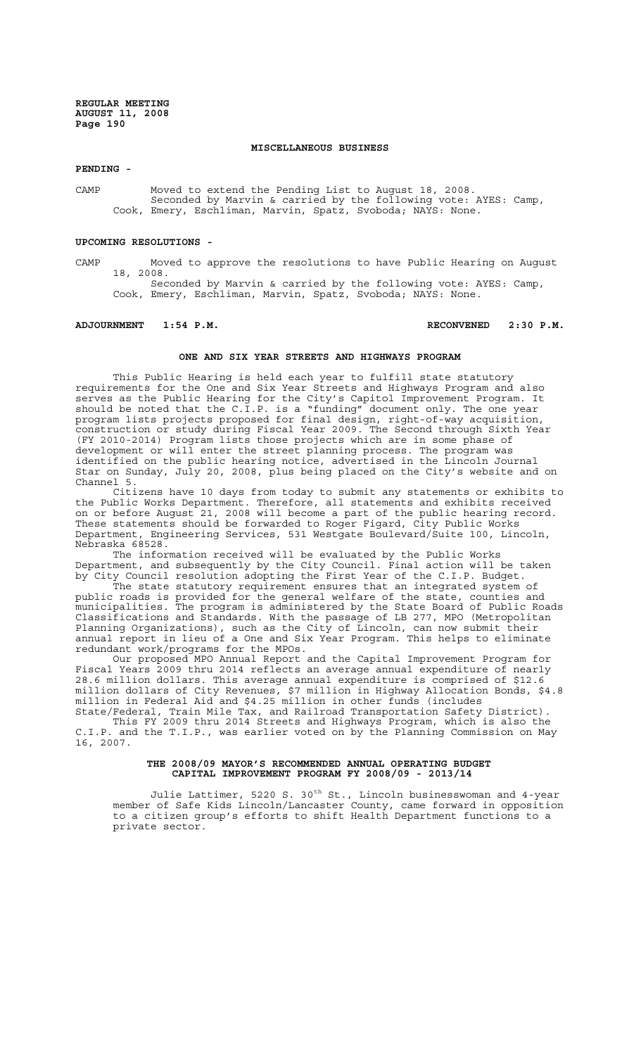## MISCELLANEOUS BUSINESS

**PENDING -**

CAMP Moved to extend the Pending List to August 18, 2008.
Seconded by Marvin & carried by the following vote: AYES: Camp, Cook, Emery, Eschliman, Marvin, Spatz, Svoboda; NAYS: None.

**UPCOMING RESOLUTIONS -**

CAMP Moved to approve the resolutions to have Public Hearing on August 18, 2008.
Seconded by Marvin & carried by the following vote: AYES: Camp, Cook, Emery, Eschliman, Marvin, Spatz, Svoboda; NAYS: None.

**ADJOURNMENT 1:54 P.M.** **RECONVENED 2:30 P.M.**

## ONE AND SIX YEAR STREETS AND HIGHWAYS PROGRAM

This Public Hearing is held each year to fulfill state statutory requirements for the One and Six Year Streets and Highways Program and also serves as the Public Hearing for the City's Capitol Improvement Program. It should be noted that the C.I.P. is a "funding" document only. The one year program lists projects proposed for final design, right-of-way acquisition, construction or study during Fiscal Year 2009. The Second through Sixth Year (FY 2010-2014) Program lists those projects which are in some phase of development or will enter the street planning process. The program was identified on the public hearing notice, advertised in the Lincoln Journal Star on Sunday, July 20, 2008, plus being placed on the City's website and on Channel 5.

Citizens have 10 days from today to submit any statements or exhibits to the Public Works Department. Therefore, all statements and exhibits received on or before August 21, 2008 will become a part of the public hearing record. These statements should be forwarded to Roger Figard, City Public Works Department, Engineering Services, 531 Westgate Boulevard/Suite 100, Lincoln, Nebraska 68528.

The information received will be evaluated by the Public Works Department, and subsequently by the City Council. Final action will be taken by City Council resolution adopting the First Year of the C.I.P. Budget.

The state statutory requirement ensures that an integrated system of public roads is provided for the general welfare of the state, counties and municipalities. The program is administered by the State Board of Public Roads Classifications and Standards. With the passage of LB 277, MPO (Metropolitan Planning Organizations), such as the City of Lincoln, can now submit their annual report in lieu of a One and Six Year Program. This helps to eliminate redundant work/programs for the MPOs.

Our proposed MPO Annual Report and the Capital Improvement Program for Fiscal Years 2009 thru 2014 reflects an average annual expenditure of nearly 28.6 million dollars. This average annual expenditure is comprised of $12.6 million dollars of City Revenues, $7 million in Highway Allocation Bonds, $4.8 million in Federal Aid and $4.25 million in other funds (includes State/Federal, Train Mile Tax, and Railroad Transportation Safety District).

This FY 2009 thru 2014 Streets and Highways Program, which is also the C.I.P. and the T.I.P., was earlier voted on by the Planning Commission on May 16, 2007.

## THE 2008/09 MAYOR'S RECOMMENDED ANNUAL OPERATING BUDGET
## CAPITAL IMPROVEMENT PROGRAM FY 2008/09 - 2013/14

Julie Lattimer, 5220 S. 30th St., Lincoln businesswoman and 4-year member of Safe Kids Lincoln/Lancaster County, came forward in opposition to a citizen group's efforts to shift Health Department functions to a private sector.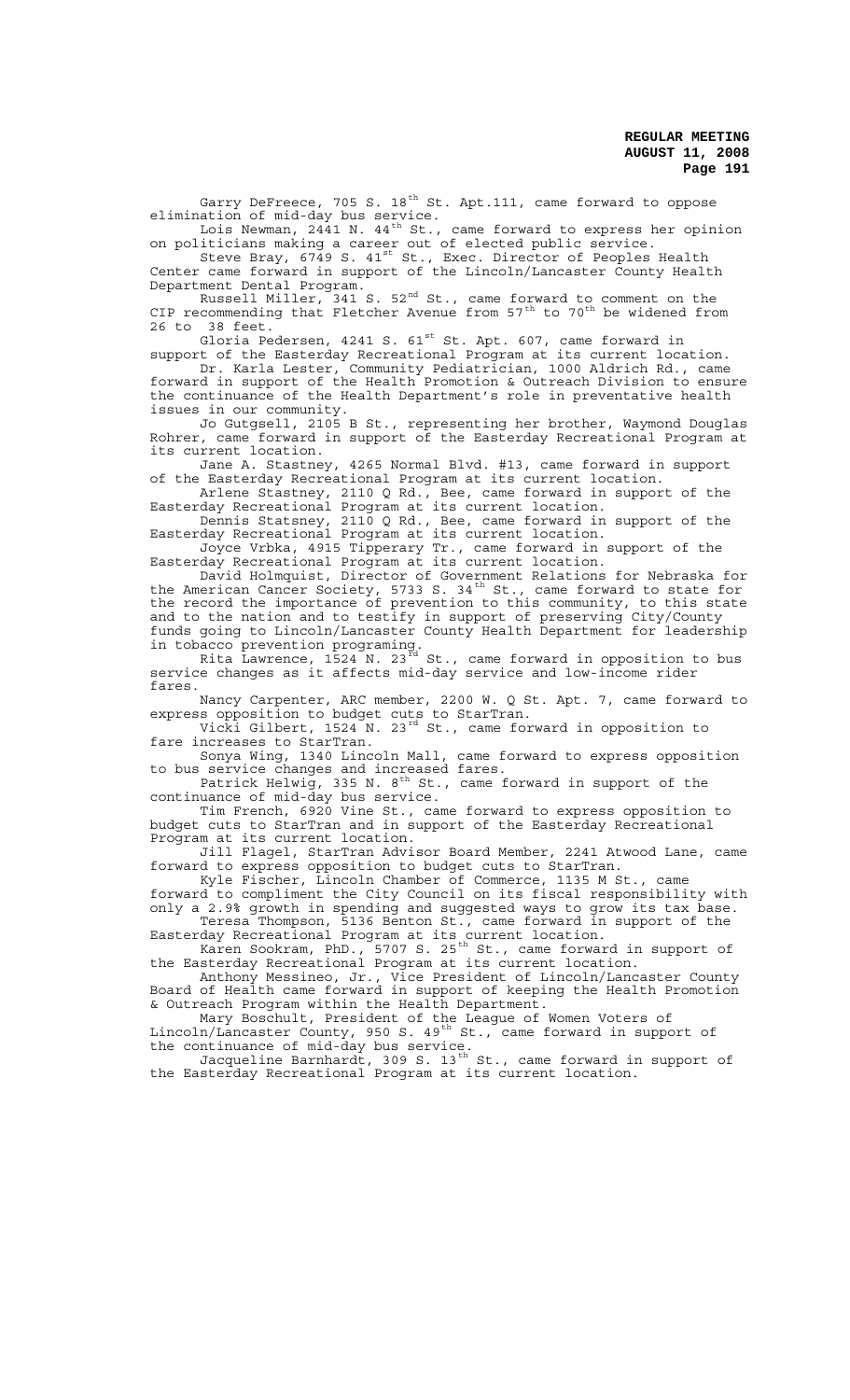Garry DeFreece, 705 S. 18th St. Apt.111, came forward to oppose elimination of mid-day bus service.

Lois Newman, 2441 N. 44th St., came forward to express her opinion on politicians making a career out of elected public service.

Steve Bray, 6749 S. 41st St., Exec. Director of Peoples Health Center came forward in support of the Lincoln/Lancaster County Health Department Dental Program.

Russell Miller, 341 S. 52nd St., came forward to comment on the CIP recommending that Fletcher Avenue from 57th to 70th be widened from 26 to 38 feet.

Gloria Pedersen, 4241 S. 61st St. Apt. 607, came forward in support of the Easterday Recreational Program at its current location.

Dr. Karla Lester, Community Pediatrician, 1000 Aldrich Rd., came forward in support of the Health Promotion & Outreach Division to ensure the continuance of the Health Department's role in preventative health issues in our community.

Jo Gutgsell, 2105 B St., representing her brother, Waymond Douglas Rohrer, came forward in support of the Easterday Recreational Program at its current location.

Jane A. Stastney, 4265 Normal Blvd. #13, came forward in support of the Easterday Recreational Program at its current location.

Arlene Stastney, 2110 Q Rd., Bee, came forward in support of the Easterday Recreational Program at its current location.

Dennis Statsney, 2110 Q Rd., Bee, came forward in support of the Easterday Recreational Program at its current location.

Joyce Vrbka, 4915 Tipperary Tr., came forward in support of the Easterday Recreational Program at its current location.

David Holmquist, Director of Government Relations for Nebraska for the American Cancer Society, 5733 S. 34th St., came forward to state for the record the importance of prevention to this community, to this state and to the nation and to testify in support of preserving City/County funds going to Lincoln/Lancaster County Health Department for leadership in tobacco prevention programing.

Rita Lawrence, 1524 N. 23rd St., came forward in opposition to bus service changes as it affects mid-day service and low-income rider fares.

Nancy Carpenter, ARC member, 2200 W. Q St. Apt. 7, came forward to express opposition to budget cuts to StarTran.

Vicki Gilbert, 1524 N. 23rd St., came forward in opposition to fare increases to StarTran.

Sonya Wing, 1340 Lincoln Mall, came forward to express opposition to bus service changes and increased fares.

Patrick Helwig, 335 N. 8th St., came forward in support of the continuance of mid-day bus service.

Tim French, 6920 Vine St., came forward to express opposition to budget cuts to StarTran and in support of the Easterday Recreational Program at its current location.

Jill Flagel, StarTran Advisor Board Member, 2241 Atwood Lane, came forward to express opposition to budget cuts to StarTran.

Kyle Fischer, Lincoln Chamber of Commerce, 1135 M St., came forward to compliment the City Council on its fiscal responsibility with only a 2.9% growth in spending and suggested ways to grow its tax base.

Teresa Thompson, 5136 Benton St., came forward in support of the Easterday Recreational Program at its current location.

Karen Sookram, PhD., 5707 S. 25th St., came forward in support of the Easterday Recreational Program at its current location.

Anthony Messineo, Jr., Vice President of Lincoln/Lancaster County Board of Health came forward in support of keeping the Health Promotion & Outreach Program within the Health Department.

Mary Boschult, President of the League of Women Voters of Lincoln/Lancaster County, 950 S. 49th St., came forward in support of the continuance of mid-day bus service.

Jacqueline Barnhardt, 309 S. 13th St., came forward in support of the Easterday Recreational Program at its current location.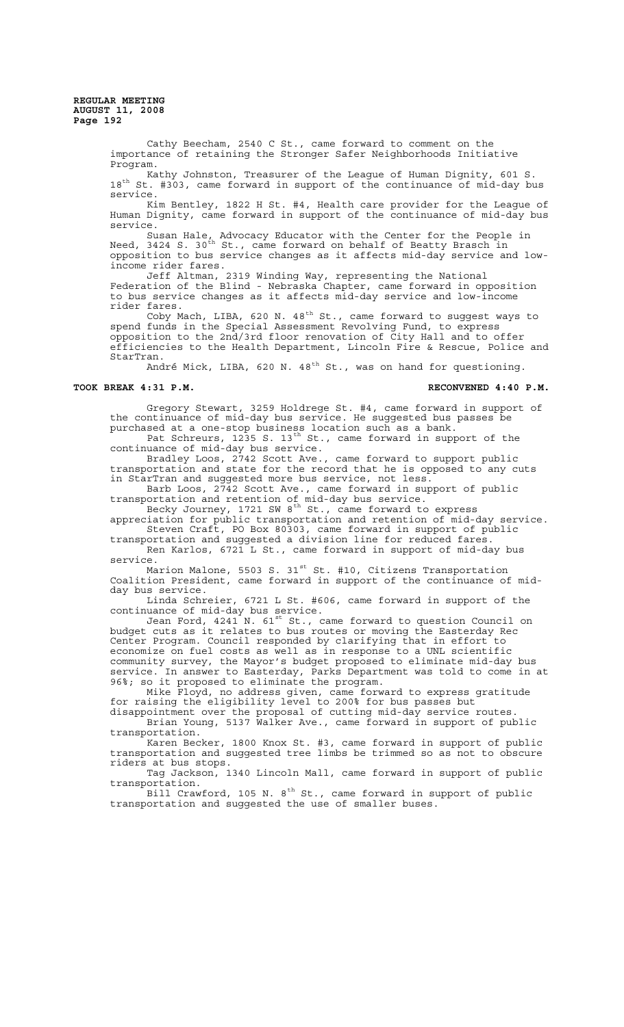Cathy Beecham, 2540 C St., came forward to comment on the importance of retaining the Stronger Safer Neighborhoods Initiative Program.

Kathy Johnston, Treasurer of the League of Human Dignity, 601 S. 18th St. #303, came forward in support of the continuance of mid-day bus service.

Kim Bentley, 1822 H St. #4, Health care provider for the League of Human Dignity, came forward in support of the continuance of mid-day bus service.

Susan Hale, Advocacy Educator with the Center for the People in Need, 3424 S. 30th St., came forward on behalf of Beatty Brasch in opposition to bus service changes as it affects mid-day service and low-income rider fares.

Jeff Altman, 2319 Winding Way, representing the National Federation of the Blind - Nebraska Chapter, came forward in opposition to bus service changes as it affects mid-day service and low-income rider fares.

Coby Mach, LIBA, 620 N. 48th St., came forward to suggest ways to spend funds in the Special Assessment Revolving Fund, to express opposition to the 2nd/3rd floor renovation of City Hall and to offer efficiencies to the Health Department, Lincoln Fire & Rescue, Police and StarTran.

André Mick, LIBA, 620 N. 48th St., was on hand for questioning.

**TOOK BREAK 4:31 P.M. RECONVENED 4:40 P.M.**

Gregory Stewart, 3259 Holdrege St. #4, came forward in support of the continuance of mid-day bus service. He suggested bus passes be purchased at a one-stop business location such as a bank.

Pat Schreurs, 1235 S. 13th St., came forward in support of the continuance of mid-day bus service.

Bradley Loos, 2742 Scott Ave., came forward to support public transportation and state for the record that he is opposed to any cuts in StarTran and suggested more bus service, not less.

Barb Loos, 2742 Scott Ave., came forward in support of public transportation and retention of mid-day bus service.

Becky Journey, 1721 SW 8th St., came forward to express appreciation for public transportation and retention of mid-day service.

Steven Craft, PO Box 80303, came forward in support of public transportation and suggested a division line for reduced fares.

Ren Karlos, 6721 L St., came forward in support of mid-day bus service.

Marion Malone, 5503 S. 31st St. #10, Citizens Transportation Coalition President, came forward in support of the continuance of mid-day bus service.

Linda Schreier, 6721 L St. #606, came forward in support of the continuance of mid-day bus service.

Jean Ford, 4241 N. 61st St., came forward to question Council on budget cuts as it relates to bus routes or moving the Easterday Rec Center Program. Council responded by clarifying that in effort to economize on fuel costs as well as in response to a UNL scientific community survey, the Mayor's budget proposed to eliminate mid-day bus service. In answer to Easterday, Parks Department was told to come in at 96%; so it proposed to eliminate the program.

Mike Floyd, no address given, came forward to express gratitude for raising the eligibility level to 200% for bus passes but disappointment over the proposal of cutting mid-day service routes.

Brian Young, 5137 Walker Ave., came forward in support of public transportation.

Karen Becker, 1800 Knox St. #3, came forward in support of public transportation and suggested tree limbs be trimmed so as not to obscure riders at bus stops.

Tag Jackson, 1340 Lincoln Mall, came forward in support of public transportation.

Bill Crawford, 105 N. 8th St., came forward in support of public transportation and suggested the use of smaller buses.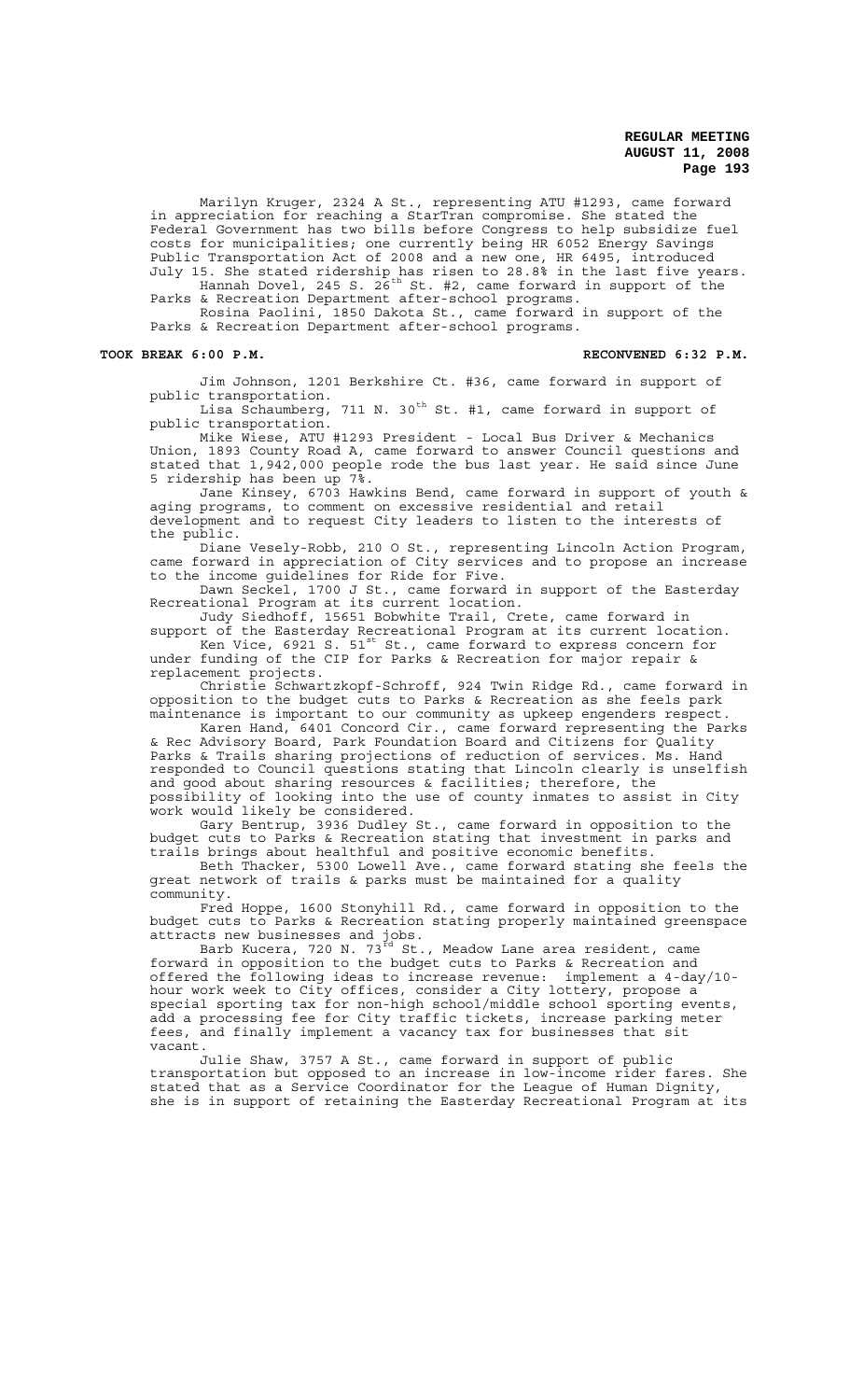Marilyn Kruger, 2324 A St., representing ATU #1293, came forward in appreciation for reaching a StarTran compromise. She stated the Federal Government has two bills before Congress to help subsidize fuel costs for municipalities; one currently being HR 6052 Energy Savings Public Transportation Act of 2008 and a new one, HR 6495, introduced July 15. She stated ridership has risen to 28.8% in the last five years.

Hannah Dovel, 245 S. 26th St. #2, came forward in support of the Parks & Recreation Department after-school programs.

Rosina Paolini, 1850 Dakota St., came forward in support of the Parks & Recreation Department after-school programs.

**TOOK BREAK 6:00 P.M. RECONVENED 6:32 P.M.**

Jim Johnson, 1201 Berkshire Ct. #36, came forward in support of public transportation.

Lisa Schaumberg, 711 N. 30th St. #1, came forward in support of public transportation.

Mike Wiese, ATU #1293 President - Local Bus Driver & Mechanics Union, 1893 County Road A, came forward to answer Council questions and stated that 1,942,000 people rode the bus last year. He said since June 5 ridership has been up 7%.

Jane Kinsey, 6703 Hawkins Bend, came forward in support of youth & aging programs, to comment on excessive residential and retail development and to request City leaders to listen to the interests of the public.

Diane Vesely-Robb, 210 O St., representing Lincoln Action Program, came forward in appreciation of City services and to propose an increase to the income guidelines for Ride for Five.

Dawn Seckel, 1700 J St., came forward in support of the Easterday Recreational Program at its current location.

Judy Siedhoff, 15651 Bobwhite Trail, Crete, came forward in support of the Easterday Recreational Program at its current location.

Ken Vice, 6921 S. 51st St., came forward to express concern for under funding of the CIP for Parks & Recreation for major repair & replacement projects.

Christie Schwartzkopf-Schroff, 924 Twin Ridge Rd., came forward in opposition to the budget cuts to Parks & Recreation as she feels park maintenance is important to our community as upkeep engenders respect.

Karen Hand, 6401 Concord Cir., came forward representing the Parks & Rec Advisory Board, Park Foundation Board and Citizens for Quality Parks & Trails sharing projections of reduction of services. Ms. Hand responded to Council questions stating that Lincoln clearly is unselfish and good about sharing resources & facilities; therefore, the possibility of looking into the use of county inmates to assist in City work would likely be considered.

Gary Bentrup, 3936 Dudley St., came forward in opposition to the budget cuts to Parks & Recreation stating that investment in parks and trails brings about healthful and positive economic benefits.

Beth Thacker, 5300 Lowell Ave., came forward stating she feels the great network of trails & parks must be maintained for a quality community.

Fred Hoppe, 1600 Stonyhill Rd., came forward in opposition to the budget cuts to Parks & Recreation stating properly maintained greenspace attracts new businesses and jobs.

Barb Kucera, 720 N. 73rd St., Meadow Lane area resident, came forward in opposition to the budget cuts to Parks & Recreation and offered the following ideas to increase revenue: implement a 4-day/10-hour work week to City offices, consider a City lottery, propose a special sporting tax for non-high school/middle school sporting events, add a processing fee for City traffic tickets, increase parking meter fees, and finally implement a vacancy tax for businesses that sit vacant.

Julie Shaw, 3757 A St., came forward in support of public transportation but opposed to an increase in low-income rider fares. She stated that as a Service Coordinator for the League of Human Dignity, she is in support of retaining the Easterday Recreational Program at its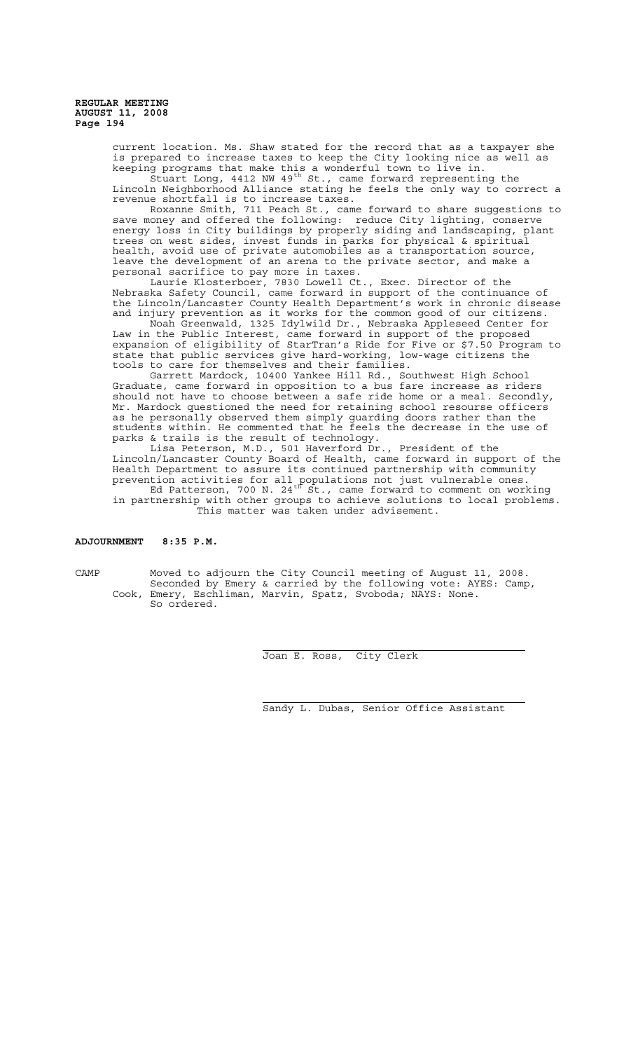current location. Ms. Shaw stated for the record that as a taxpayer she is prepared to increase taxes to keep the City looking nice as well as keeping programs that make this a wonderful town to live in.

Stuart Long, 4412 NW 49th St., came forward representing the Lincoln Neighborhood Alliance stating he feels the only way to correct a revenue shortfall is to increase taxes.

Roxanne Smith, 711 Peach St., came forward to share suggestions to save money and offered the following: reduce City lighting, conserve energy loss in City buildings by properly siding and landscaping, plant trees on west sides, invest funds in parks for physical & spiritual health, avoid use of private automobiles as a transportation source, leave the development of an arena to the private sector, and make a personal sacrifice to pay more in taxes.

Laurie Klosterboer, 7830 Lowell Ct., Exec. Director of the Nebraska Safety Council, came forward in support of the continuance of the Lincoln/Lancaster County Health Department's work in chronic disease and injury prevention as it works for the common good of our citizens.

Noah Greenwald, 1325 Idylwild Dr., Nebraska Appleseed Center for Law in the Public Interest, came forward in support of the proposed expansion of eligibility of StarTran's Ride for Five or $7.50 Program to state that public services give hard-working, low-wage citizens the tools to care for themselves and their families.

Garrett Mardock, 10400 Yankee Hill Rd., Southwest High School Graduate, came forward in opposition to a bus fare increase as riders should not have to choose between a safe ride home or a meal. Secondly, Mr. Mardock questioned the need for retaining school resourse officers as he personally observed them simply guarding doors rather than the students within. He commented that he feels the decrease in the use of parks & trails is the result of technology.

Lisa Peterson, M.D., 501 Haverford Dr., President of the Lincoln/Lancaster County Board of Health, came forward in support of the Health Department to assure its continued partnership with community prevention activities for all populations not just vulnerable ones.

Ed Patterson, 700 N. 24th St., came forward to comment on working in partnership with other groups to achieve solutions to local problems.

This matter was taken under advisement.

**ADJOURNMENT 8:35 P.M.**

CAMP Moved to adjourn the City Council meeting of August 11, 2008. Seconded by Emery & carried by the following vote: AYES: Camp, Cook, Emery, Eschliman, Marvin, Spatz, Svoboda; NAYS: None. So ordered.

Joan E. Ross, City Clerk

Sandy L. Dubas, Senior Office Assistant